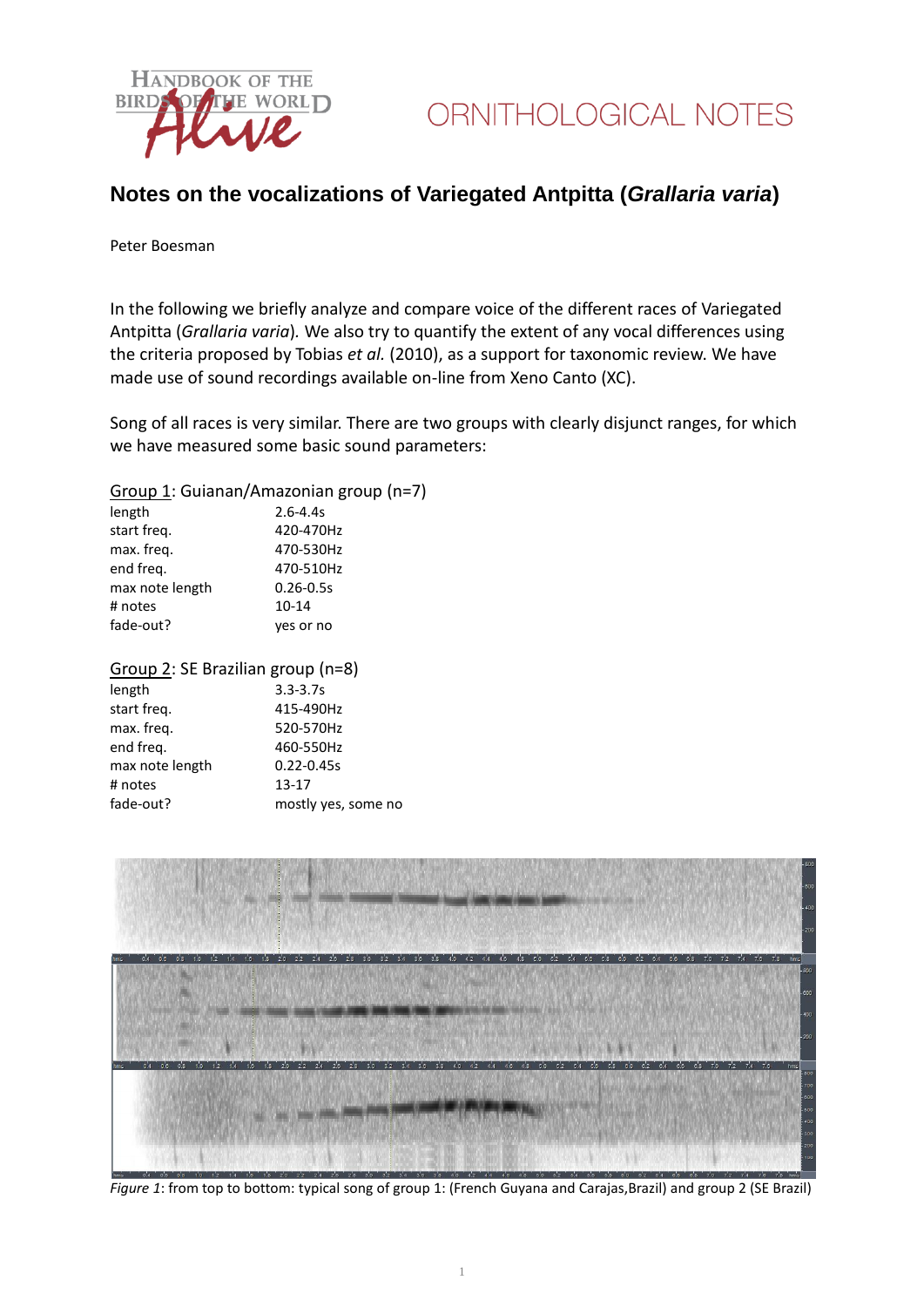ORNITHOLOGICAL NOTES

# Notes on the vocalizations of Variegated Antpitta (*Grallaria varia*)

Peter Boesman

In the following we briefly analyze and compare voice of the different races of Variegated Antpitta (*Grallaria varia*). We also try to quantify the extent of any vocal differences using the criteria proposed by Tobias *et al.* (2010), as a support for taxonomic review. We have made use of sound recordings available on-line from Xeno Canto (XC).

Song of all races is very similar. There are two groups with clearly disjunct ranges, for which we have measured some basic sound parameters:

Group 1: Guianan/Amazonian group (n=7)

| | |
|---|---|
| length | 2.6-4.4s |
| start freq. | 420-470Hz |
| max. freq. | 470-530Hz |
| end freq. | 470-510Hz |
| max note length | 0.26-0.5s |
| # notes | 10-14 |
| fade-out? | yes or no |

Group 2: SE Brazilian group (n=8)

| | |
|---|---|
| length | 3.3-3.7s |
| start freq. | 415-490Hz |
| max. freq. | 520-570Hz |
| end freq. | 460-550Hz |
| max note length | 0.22-0.45s |
| # notes | 13-17 |
| fade-out? | mostly yes, some no |

*Figure 1*: from top to bottom: typical song of group 1: (French Guyana and Carajas,Brazil) and group 2 (SE Brazil)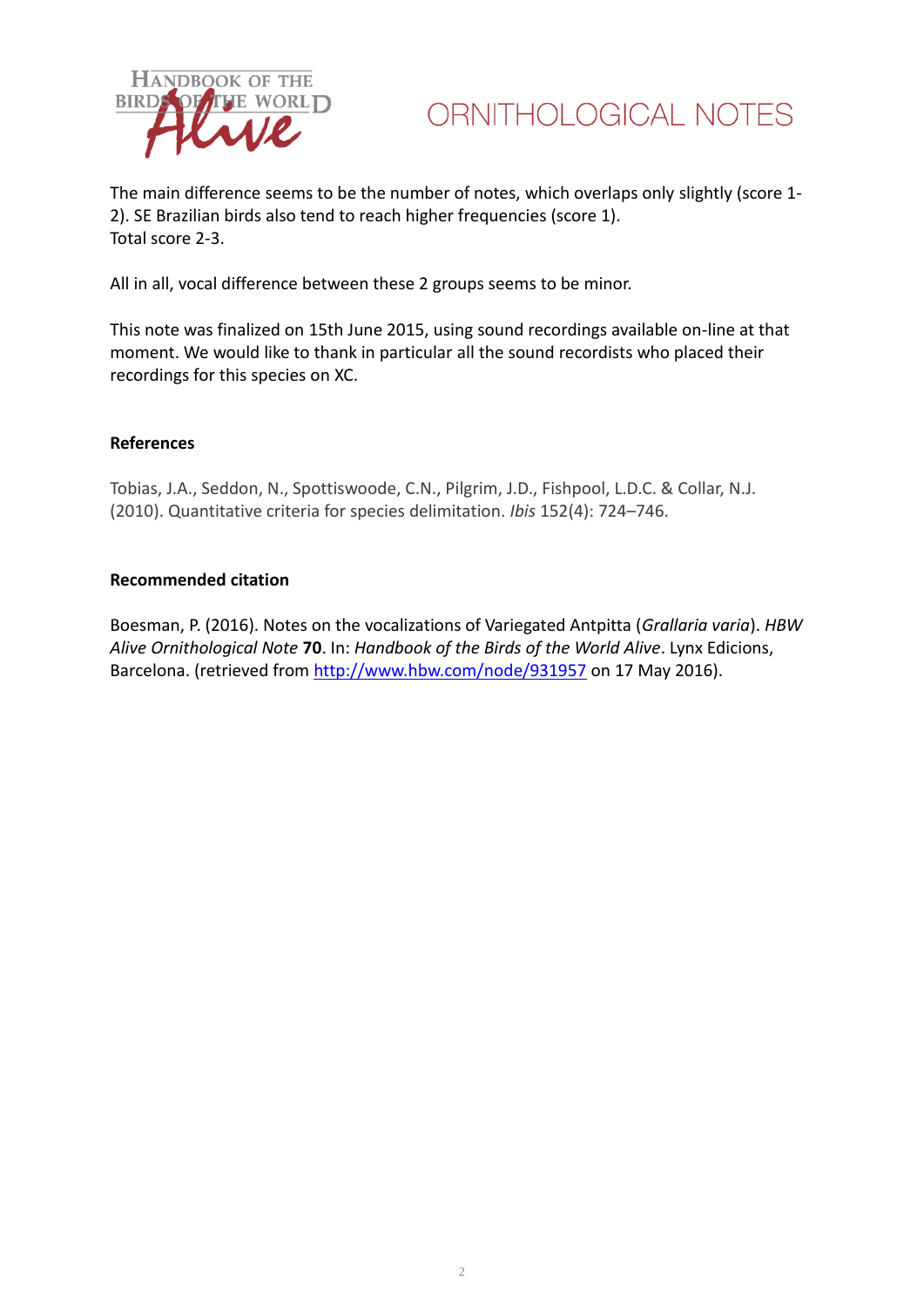The main difference seems to be the number of notes, which overlaps only slightly (score 1-2). SE Brazilian birds also tend to reach higher frequencies (score 1).
Total score 2-3.

All in all, vocal difference between these 2 groups seems to be minor.

This note was finalized on 15th June 2015, using sound recordings available on-line at that moment. We would like to thank in particular all the sound recordists who placed their recordings for this species on XC.

**References**

Tobias, J.A., Seddon, N., Spottiswoode, C.N., Pilgrim, J.D., Fishpool, L.D.C. & Collar, N.J. (2010). Quantitative criteria for species delimitation. *Ibis* 152(4): 724–746.

**Recommended citation**

Boesman, P. (2016). Notes on the vocalizations of Variegated Antpitta (*Grallaria varia*). *HBW Alive Ornithological Note* **70**. In: *Handbook of the Birds of the World Alive*. Lynx Edicions, Barcelona. (retrieved from http://www.hbw.com/node/931957 on 17 May 2016).